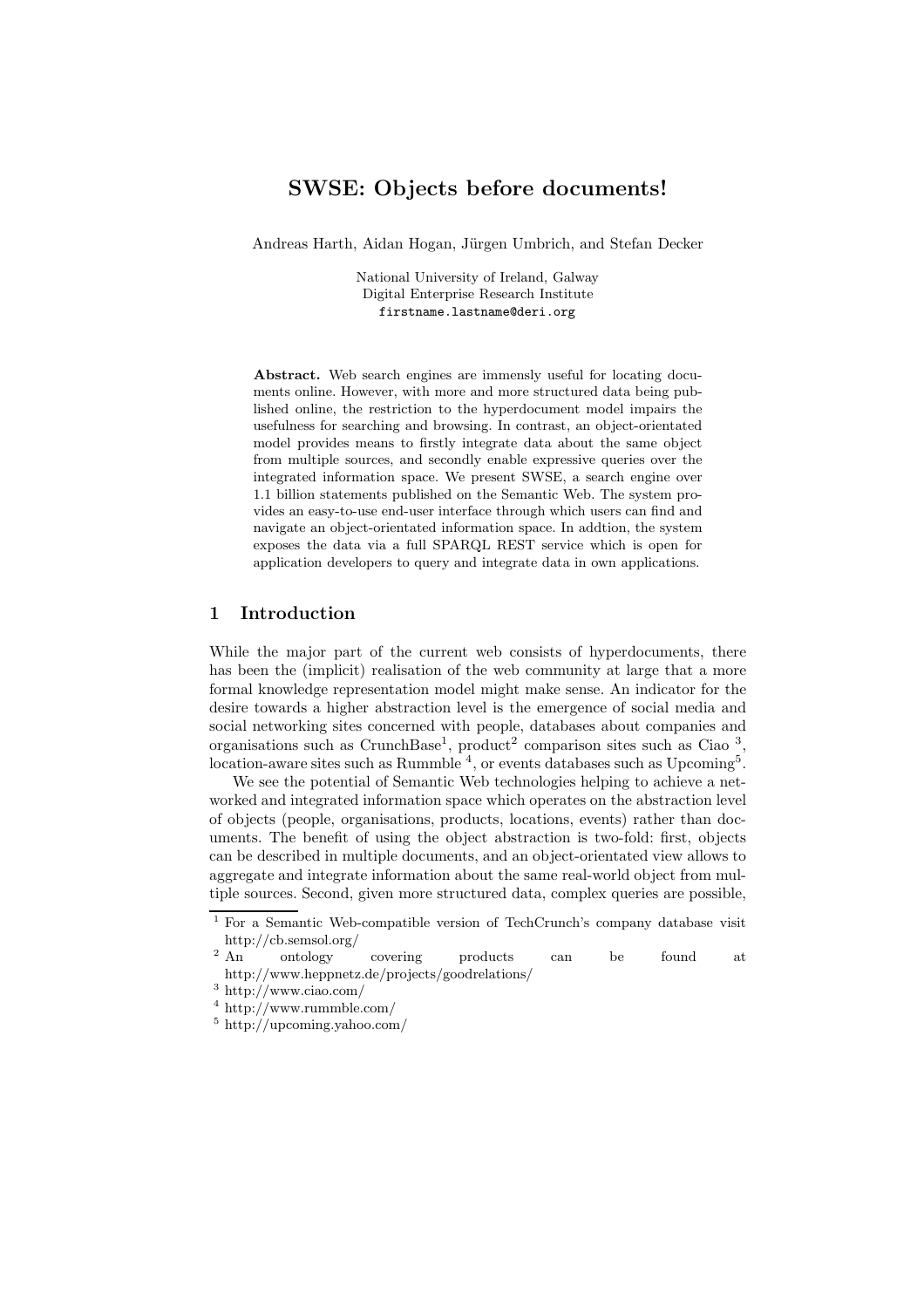# SWSE: Objects before documents!

Andreas Harth, Aidan Hogan, Jürgen Umbrich, and Stefan Decker

National University of Ireland, Galway
Digital Enterprise Research Institute
firstname.lastname@deri.org

**Abstract.** Web search engines are immensely useful for locating documents online. However, with more and more structured data being published online, the restriction to the hyperdocument model impairs the usefulness for searching and browsing. In contrast, an object-orientated model provides means to firstly integrate data about the same object from multiple sources, and secondly enable expressive queries over the integrated information space. We present SWSE, a search engine over 1.1 billion statements published on the Semantic Web. The system provides an easy-to-use end-user interface through which users can find and navigate an object-orientated information space. In addtion, the system exposes the data via a full SPARQL REST service which is open for application developers to query and integrate data in own applications.

## 1 Introduction

While the major part of the current web consists of hyperdocuments, there has been the (implicit) realisation of the web community at large that a more formal knowledge representation model might make sense. An indicator for the desire towards a higher abstraction level is the emergence of social media and social networking sites concerned with people, databases about companies and organisations such as CrunchBase[1], product[2] comparison sites such as Ciao [3], location-aware sites such as Rummble [4], or events databases such as Upcoming[5].

We see the potential of Semantic Web technologies helping to achieve a networked and integrated information space which operates on the abstraction level of objects (people, organisations, products, locations, events) rather than documents. The benefit of using the object abstraction is two-fold: first, objects can be described in multiple documents, and an object-orientated view allows to aggregate and integrate information about the same real-world object from multiple sources. Second, given more structured data, complex queries are possible,

[1] For a Semantic Web-compatible version of TechCrunch's company database visit http://cb.semsol.org/

[2] An ontology covering products can be found at http://www.heppnetz.de/projects/goodrelations/

[3] http://www.ciao.com/

[4] http://www.rummble.com/

[5] http://upcoming.yahoo.com/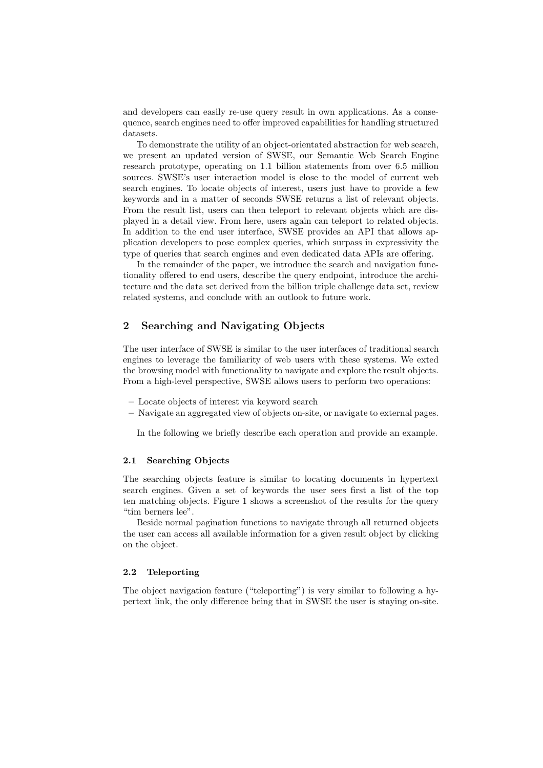and developers can easily re-use query result in own applications. As a consequence, search engines need to offer improved capabilities for handling structured datasets.

To demonstrate the utility of an object-orientated abstraction for web search, we present an updated version of SWSE, our Semantic Web Search Engine research prototype, operating on 1.1 billion statements from over 6.5 million sources. SWSE's user interaction model is close to the model of current web search engines. To locate objects of interest, users just have to provide a few keywords and in a matter of seconds SWSE returns a list of relevant objects. From the result list, users can then teleport to relevant objects which are displayed in a detail view. From here, users again can teleport to related objects. In addition to the end user interface, SWSE provides an API that allows application developers to pose complex queries, which surpass in expressivity the type of queries that search engines and even dedicated data APIs are offering.

In the remainder of the paper, we introduce the search and navigation functionality offered to end users, describe the query endpoint, introduce the architecture and the data set derived from the billion triple challenge data set, review related systems, and conclude with an outlook to future work.

## 2 Searching and Navigating Objects

The user interface of SWSE is similar to the user interfaces of traditional search engines to leverage the familiarity of web users with these systems. We exted the browsing model with functionality to navigate and explore the result objects. From a high-level perspective, SWSE allows users to perform two operations:

- Locate objects of interest via keyword search
- Navigate an aggregated view of objects on-site, or navigate to external pages.

In the following we briefly describe each operation and provide an example.

### 2.1 Searching Objects

The searching objects feature is similar to locating documents in hypertext search engines. Given a set of keywords the user sees first a list of the top ten matching objects. Figure 1 shows a screenshot of the results for the query "tim berners lee".

Beside normal pagination functions to navigate through all returned objects the user can access all available information for a given result object by clicking on the object.

### 2.2 Teleporting

The object navigation feature ("teleporting") is very similar to following a hypertext link, the only difference being that in SWSE the user is staying on-site.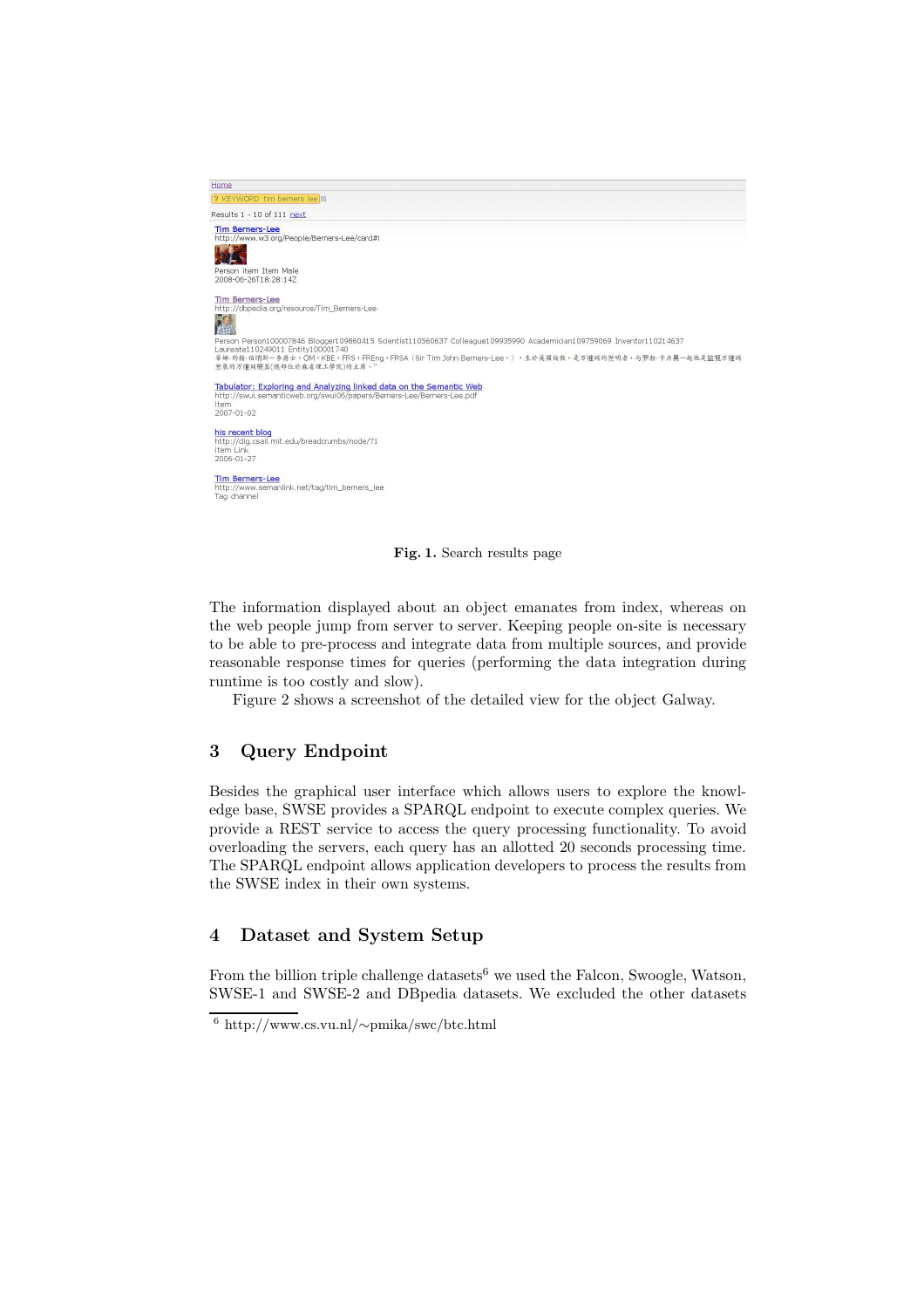Home

? KEYWORD tim berners lee

Results 1 - 10 of 111 next

Tim Berners-Lee
http://www.w3.org/People/Berners-Lee/card#i

Person item Item Male
2008-06-26T18:28:14Z

Tim Berners-Lee
http://dbpedia.org/resource/Tim_Berners-Lee

Person Person100007846 Blogger109860415 Scientist110560637 Colleague109935990 Academician109759069 Inventor110214637 Laureate110249011 Entity100001740

Tabulator: Exploring and Analyzing linked data on the Semantic Web
http://swui.semanticweb.org/swui06/papers/Berners-Lee/Berners-Lee.pdf
item
2007-01-02

his recent blog
http://dig.csail.mit.edu/breadcrumbs/node/71
item Link
2006-01-27

Tim Berners-Lee
http://www.semanlink.net/tag/tim_berners_lee
Tag channel

**Fig. 1.** Search results page

The information displayed about an object emanates from index, whereas on the web people jump from server to server. Keeping people on-site is necessary to be able to pre-process and integrate data from multiple sources, and provide reasonable response times for queries (performing the data integration during runtime is too costly and slow).

Figure 2 shows a screenshot of the detailed view for the object Galway.

## 3 Query Endpoint

Besides the graphical user interface which allows users to explore the knowledge base, SWSE provides a SPARQL endpoint to execute complex queries. We provide a REST service to access the query processing functionality. To avoid overloading the servers, each query has an allotted 20 seconds processing time. The SPARQL endpoint allows application developers to process the results from the SWSE index in their own systems.

## 4 Dataset and System Setup

From the billion triple challenge datasets[6] we used the Falcon, Swoogle, Watson, SWSE-1 and SWSE-2 and DBpedia datasets. We excluded the other datasets

[6] http://www.cs.vu.nl/~pmika/swc/btc.html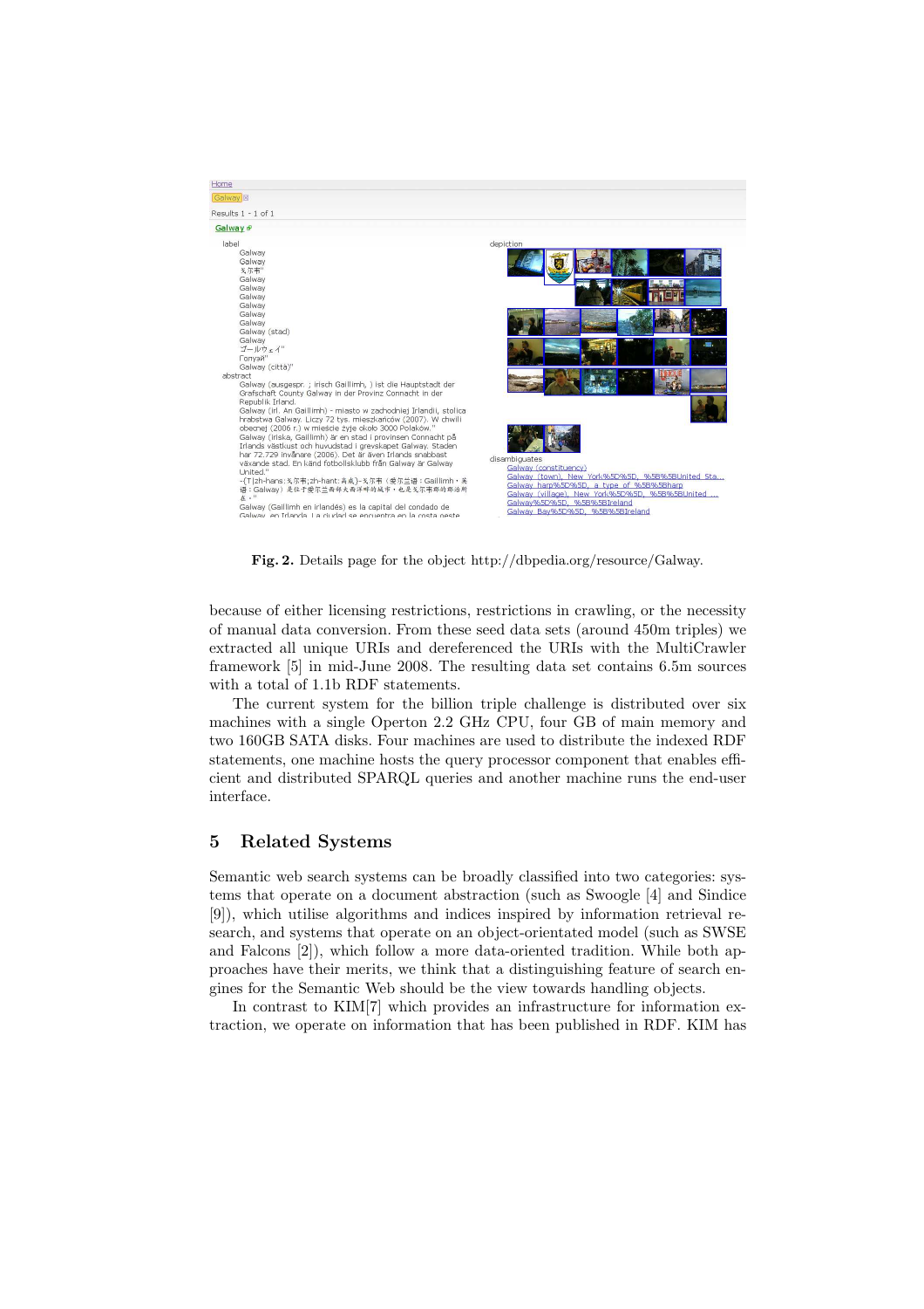**Fig. 2.** Details page for the object http://dbpedia.org/resource/Galway.

because of either licensing restrictions, restrictions in crawling, or the necessity of manual data conversion. From these seed data sets (around 450m triples) we extracted all unique URIs and dereferenced the URIs with the MultiCrawler framework [5] in mid-June 2008. The resulting data set contains 6.5m sources with a total of 1.1b RDF statements.

The current system for the billion triple challenge is distributed over six machines with a single Operton 2.2 GHz CPU, four GB of main memory and two 160GB SATA disks. Four machines are used to distribute the indexed RDF statements, one machine hosts the query processor component that enables efficient and distributed SPARQL queries and another machine runs the end-user interface.

## 5 Related Systems

Semantic web search systems can be broadly classified into two categories: systems that operate on a document abstraction (such as Swoogle [4] and Sindice [9]), which utilise algorithms and indices inspired by information retrieval research, and systems that operate on an object-orientated model (such as SWSE and Falcons [2]), which follow a more data-oriented tradition. While both approaches have their merits, we think that a distinguishing feature of search engines for the Semantic Web should be the view towards handling objects.

In contrast to KIM[7] which provides an infrastructure for information extraction, we operate on information that has been published in RDF. KIM has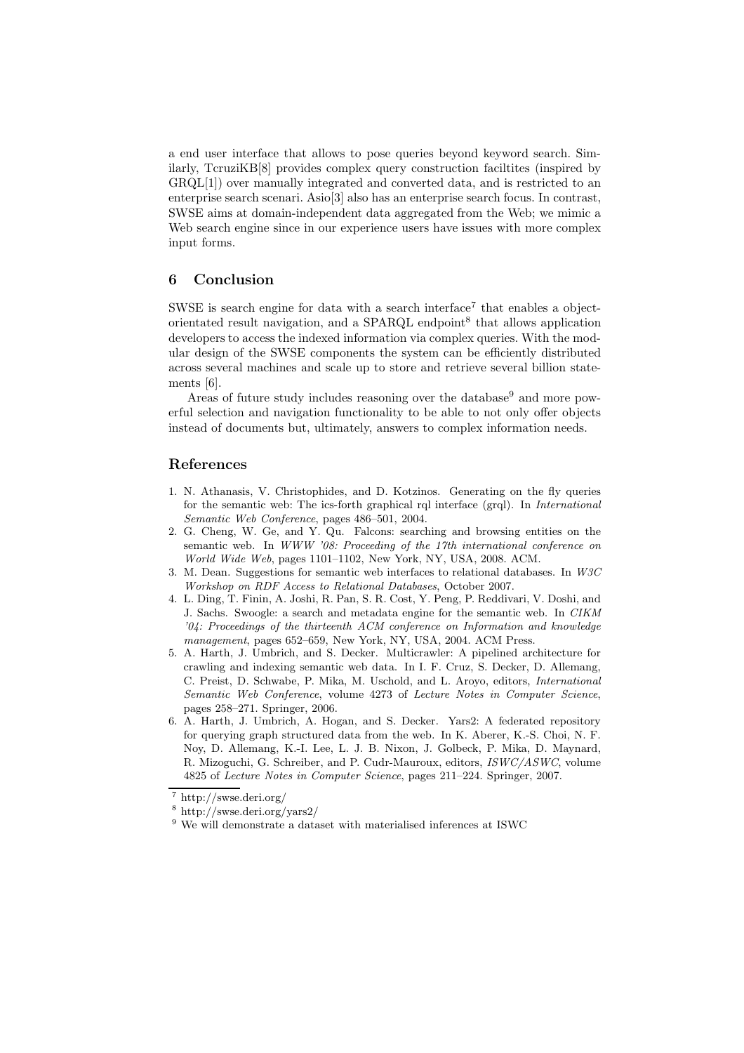a end user interface that allows to pose queries beyond keyword search. Similarly, TcruziKB[8] provides complex query construction faciltites (inspired by GRQL[1]) over manually integrated and converted data, and is restricted to an enterprise search scenari. Asio[3] also has an enterprise search focus. In contrast, SWSE aims at domain-independent data aggregated from the Web; we mimic a Web search engine since in our experience users have issues with more complex input forms.

## 6 Conclusion

SWSE is search engine for data with a search interface[7] that enables a object-orientated result navigation, and a SPARQL endpoint[8] that allows application developers to access the indexed information via complex queries. With the modular design of the SWSE components the system can be efficiently distributed across several machines and scale up to store and retrieve several billion statements [6].

Areas of future study includes reasoning over the database[9] and more powerful selection and navigation functionality to be able to not only offer objects instead of documents but, ultimately, answers to complex information needs.

## References

1. N. Athanasis, V. Christophides, and D. Kotzinos. Generating on the fly queries for the semantic web: The ics-forth graphical rql interface (grql). In *International Semantic Web Conference*, pages 486–501, 2004.
2. G. Cheng, W. Ge, and Y. Qu. Falcons: searching and browsing entities on the semantic web. In *WWW '08: Proceeding of the 17th international conference on World Wide Web*, pages 1101–1102, New York, NY, USA, 2008. ACM.
3. M. Dean. Suggestions for semantic web interfaces to relational databases. In *W3C Workshop on RDF Access to Relational Databases*, October 2007.
4. L. Ding, T. Finin, A. Joshi, R. Pan, S. R. Cost, Y. Peng, P. Reddivari, V. Doshi, and J. Sachs. Swoogle: a search and metadata engine for the semantic web. In *CIKM '04: Proceedings of the thirteenth ACM conference on Information and knowledge management*, pages 652–659, New York, NY, USA, 2004. ACM Press.
5. A. Harth, J. Umbrich, and S. Decker. Multicrawler: A pipelined architecture for crawling and indexing semantic web data. In I. F. Cruz, S. Decker, D. Allemang, C. Preist, D. Schwabe, P. Mika, M. Uschold, and L. Aroyo, editors, *International Semantic Web Conference*, volume 4273 of *Lecture Notes in Computer Science*, pages 258–271. Springer, 2006.
6. A. Harth, J. Umbrich, A. Hogan, and S. Decker. Yars2: A federated repository for querying graph structured data from the web. In K. Aberer, K.-S. Choi, N. F. Noy, D. Allemang, K.-I. Lee, L. J. B. Nixon, J. Golbeck, P. Mika, D. Maynard, R. Mizoguchi, G. Schreiber, and P. Cudr-Mauroux, editors, *ISWC/ASWC*, volume 4825 of *Lecture Notes in Computer Science*, pages 211–224. Springer, 2007.

[7] http://swse.deri.org/

[8] http://swse.deri.org/yars2/

[9] We will demonstrate a dataset with materialised inferences at ISWC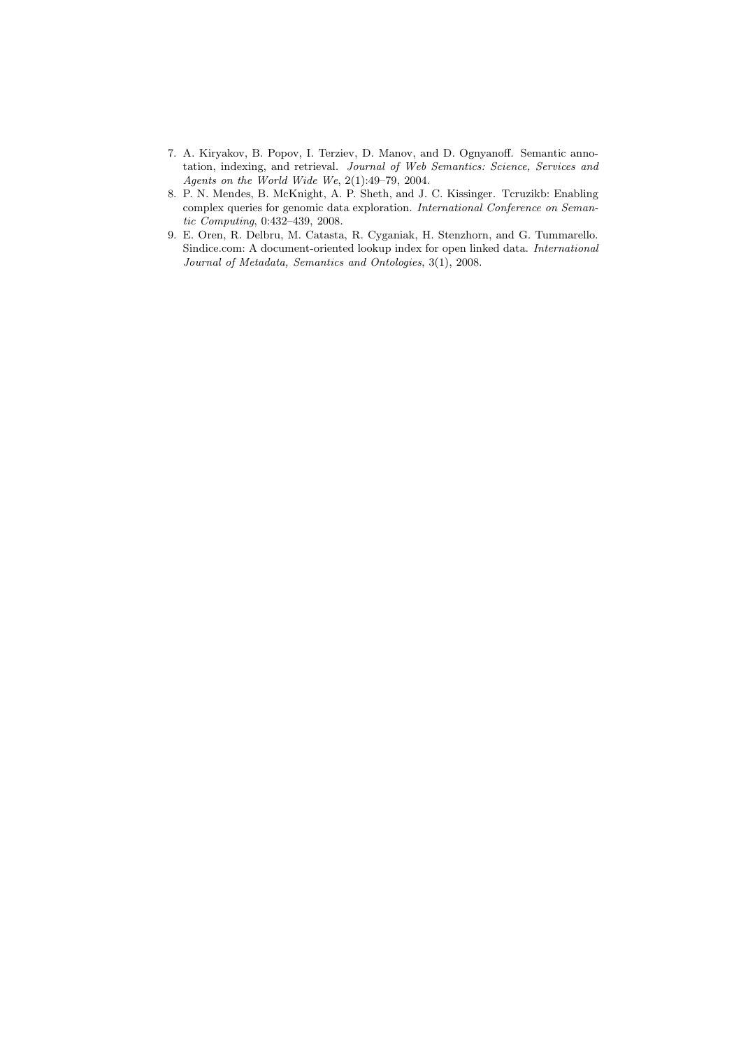7. A. Kiryakov, B. Popov, I. Terziev, D. Manov, and D. Ognyanoff. Semantic annotation, indexing, and retrieval. *Journal of Web Semantics: Science, Services and Agents on the World Wide We*, 2(1):49–79, 2004.
8. P. N. Mendes, B. McKnight, A. P. Sheth, and J. C. Kissinger. Tcruzikb: Enabling complex queries for genomic data exploration. *International Conference on Semantic Computing*, 0:432–439, 2008.
9. E. Oren, R. Delbru, M. Catasta, R. Cyganiak, H. Stenzhorn, and G. Tummarello. Sindice.com: A document-oriented lookup index for open linked data. *International Journal of Metadata, Semantics and Ontologies*, 3(1), 2008.